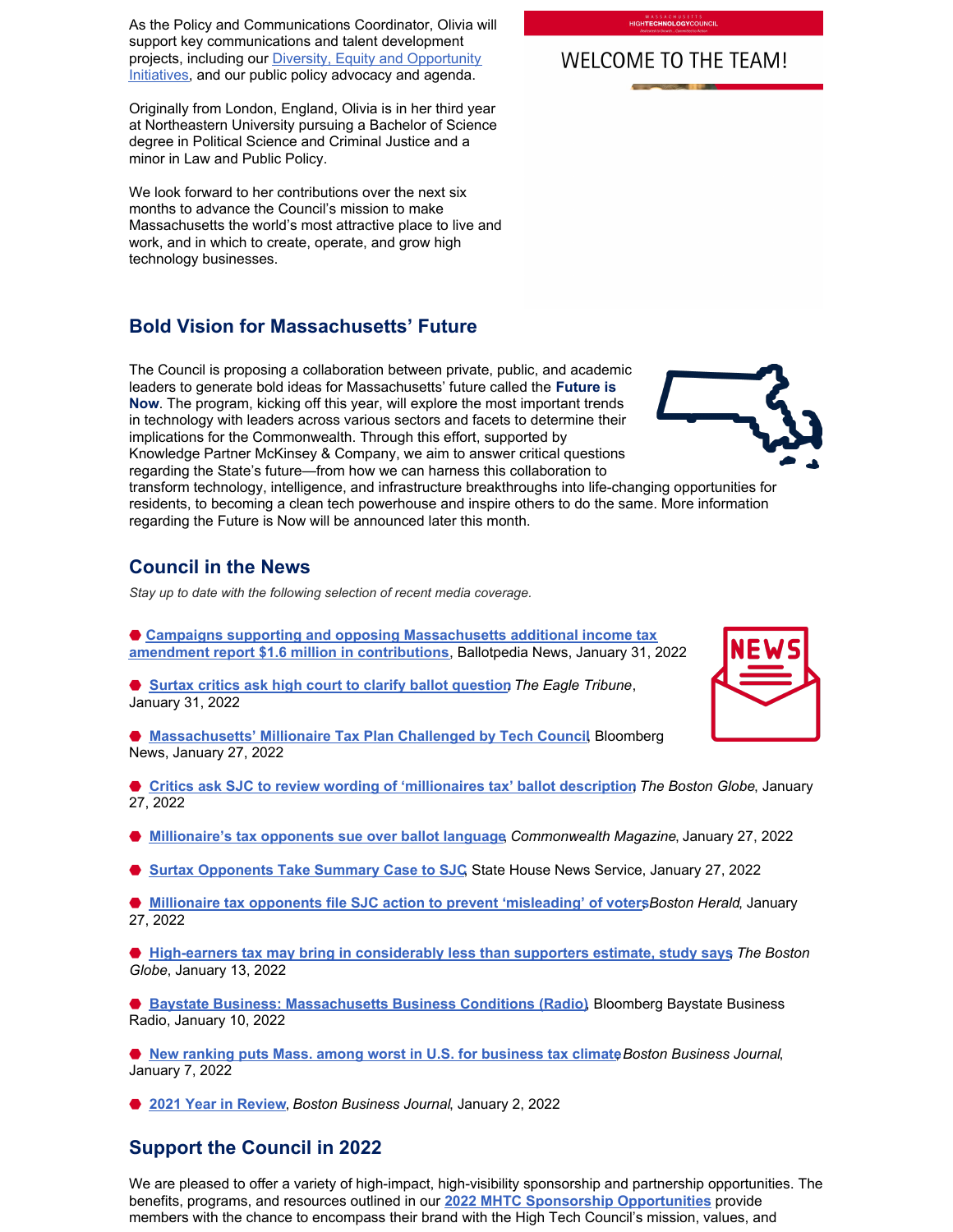As the Policy and Communications Coordinator, Olivia will support key communications and talent development projects, including our Diversity, Equity and Opportunity Initiatives, and our public policy advocacy and agenda.

Originally from London, England, Olivia is in her third year at Northeastern University pursuing a Bachelor of Science degree in Political Science and Criminal Justice and a minor in Law and Public Policy.

We look forward to her contributions over the next six months to advance the Council's mission to make Massachusetts the world's most attractive place to live and work, and in which to create, operate, and grow high technology businesses.

WELCOME TO THE TEAM!

## Bold Vision for Massachusetts' Future

The Council is proposing a collaboration between private, public, and academic leaders to generate bold ideas for Massachusetts' future called the **Future is Now**. The program, kicking off this year, will explore the most important trends in technology with leaders across various sectors and facets to determine their implications for the Commonwealth. Through this effort, supported by Knowledge Partner McKinsey & Company, we aim to answer critical questions regarding the State's future—from how we can harness this collaboration to transform technology, intelligence, and infrastructure breakthroughs into life-changing opportunities for residents, to becoming a clean tech powerhouse and inspire others to do the same. More information regarding the Future is Now will be announced later this month.

## Council in the News

*Stay up to date with the following selection of recent media coverage.*

- **Campaigns supporting and opposing Massachusetts additional income tax amendment report $1.6 million in contributions**, Ballotpedia News, January 31, 2022
- **Surtax critics ask high court to clarify ballot question**, *The Eagle Tribune*, January 31, 2022
- **Massachusetts' Millionaire Tax Plan Challenged by Tech Council**, Bloomberg News, January 27, 2022
- **Critics ask SJC to review wording of 'millionaires tax' ballot description**, *The Boston Globe*, January 27, 2022
- **Millionaire's tax opponents sue over ballot language**, *Commonwealth Magazine*, January 27, 2022
- **Surtax Opponents Take Summary Case to SJC**, State House News Service, January 27, 2022
- **Millionaire tax opponents file SJC action to prevent 'misleading' of voters**, *Boston Herald*, January 27, 2022
- **High-earners tax may bring in considerably less than supporters estimate, study says**, *The Boston Globe*, January 13, 2022
- **Baystate Business: Massachusetts Business Conditions (Radio)**, Bloomberg Baystate Business Radio, January 10, 2022
- **New ranking puts Mass. among worst in U.S. for business tax climate**, *Boston Business Journal*, January 7, 2022
- **2021 Year in Review**, *Boston Business Journal*, January 2, 2022

## Support the Council in 2022

We are pleased to offer a variety of high-impact, high-visibility sponsorship and partnership opportunities. The benefits, programs, and resources outlined in our **2022 MHTC Sponsorship Opportunities** provide members with the chance to encompass their brand with the High Tech Council's mission, values, and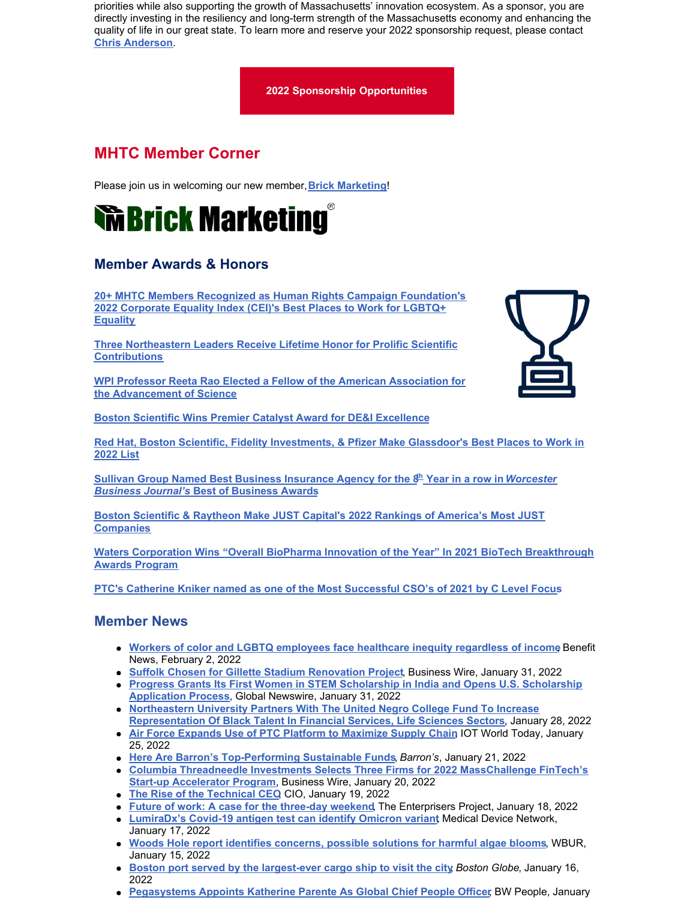priorities while also supporting the growth of Massachusetts' innovation ecosystem. As a sponsor, you are directly investing in the resiliency and long-term strength of the Massachusetts economy and enhancing the quality of life in our great state. To learn more and reserve your 2022 sponsorship request, please contact **Chris Anderson**.

**2022 Sponsorship Opportunities**

## MHTC Member Corner

Please join us in welcoming our new member, **Brick Marketing**!

### Member Awards & Honors

**20+ MHTC Members Recognized as Human Rights Campaign Foundation's 2022 Corporate Equality Index (CEI)'s Best Places to Work for LGBTQ+ Equality**

**Three Northeastern Leaders Receive Lifetime Honor for Prolific Scientific Contributions**

**WPI Professor Reeta Rao Elected a Fellow of the American Association for the Advancement of Science**

**Boston Scientific Wins Premier Catalyst Award for DE&I Excellence**

**Red Hat, Boston Scientific, Fidelity Investments, & Pfizer Make Glassdoor's Best Places to Work in 2022 List**

**Sullivan Group Named Best Business Insurance Agency for the 8th Year in a row in *Worcester Business Journal's* Best of Business Awards**

**Boston Scientific & Raytheon Make JUST Capital's 2022 Rankings of America's Most JUST Companies**

**Waters Corporation Wins "Overall BioPharma Innovation of the Year" In 2021 BioTech Breakthrough Awards Program**

**PTC's Catherine Kniker named as one of the Most Successful CSO's of 2021 by C Level Focus**

### Member News

- **Workers of color and LGBTQ employees face healthcare inequity regardless of income**, Benefit News, February 2, 2022
- **Suffolk Chosen for Gillette Stadium Renovation Project**, Business Wire, January 31, 2022
- **Progress Grants Its First Women in STEM Scholarship in India and Opens U.S. Scholarship Application Process**, Global Newswire, January 31, 2022
- **Northeastern University Partners With The United Negro College Fund To Increase Representation Of Black Talent In Financial Services, Life Sciences Sectors**, January 28, 2022
- **Air Force Expands Use of PTC Platform to Maximize Supply Chain**, IOT World Today, January 25, 2022
- **Here Are Barron's Top-Performing Sustainable Funds**, *Barron's*, January 21, 2022
- **Columbia Threadneedle Investments Selects Three Firms for 2022 MassChallenge FinTech's Start-up Accelerator Program**, Business Wire, January 20, 2022
- **The Rise of the Technical CEO**, CIO, January 19, 2022
- **Future of work: A case for the three-day weekend**, The Enterprisers Project, January 18, 2022
- **LumiraDx's Covid-19 antigen test can identify Omicron variant**, Medical Device Network, January 17, 2022
- **Woods Hole report identifies concerns, possible solutions for harmful algae blooms**, WBUR, January 15, 2022
- **Boston port served by the largest-ever cargo ship to visit the city**, *Boston Globe*, January 16, 2022
- **Pegasystems Appoints Katherine Parente As Global Chief People Officer**, BW People, January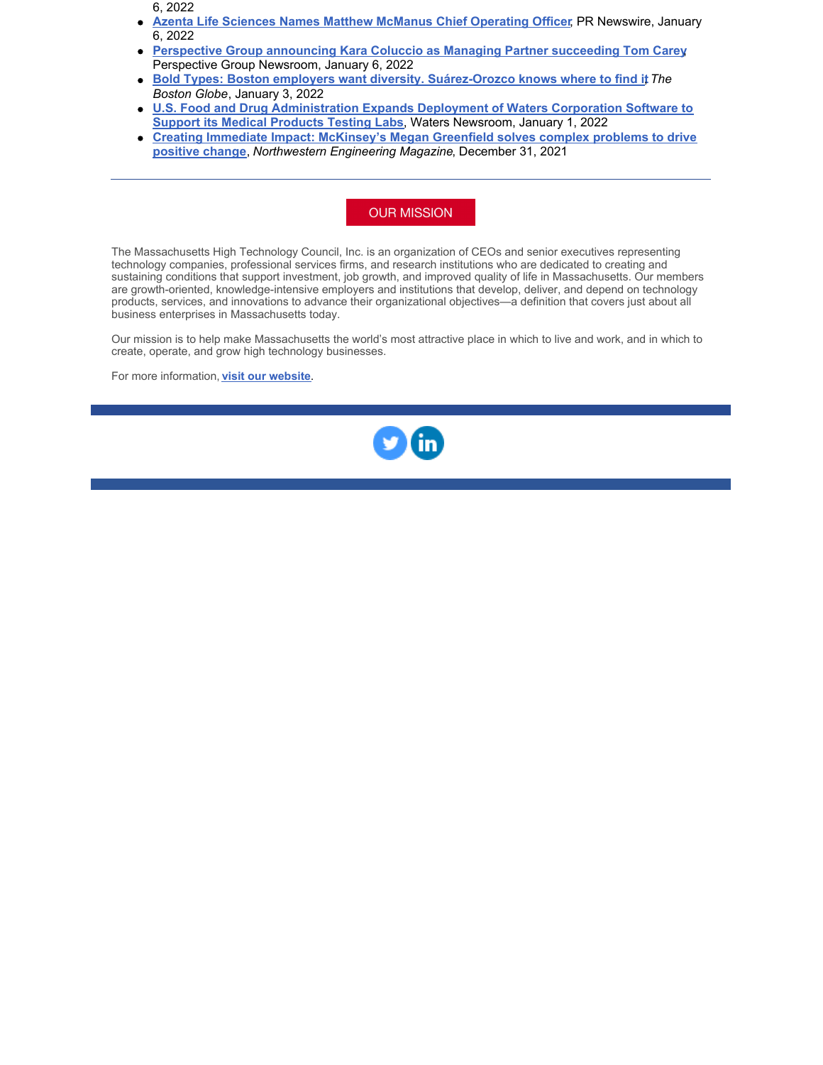6, 2022

- **Azenta Life Sciences Names Matthew McManus Chief Operating Officer**, PR Newswire, January 6, 2022
- **Perspective Group announcing Kara Coluccio as Managing Partner succeeding Tom Carey**, Perspective Group Newsroom, January 6, 2022
- **Bold Types: Boston employers want diversity. Suárez-Orozco knows where to find it**, *The Boston Globe*, January 3, 2022
- **U.S. Food and Drug Administration Expands Deployment of Waters Corporation Software to Support its Medical Products Testing Labs**, Waters Newsroom, January 1, 2022
- **Creating Immediate Impact: McKinsey's Megan Greenfield solves complex problems to drive positive change**, *Northwestern Engineering Magazine*, December 31, 2021

---

## OUR MISSION

The Massachusetts High Technology Council, Inc. is an organization of CEOs and senior executives representing technology companies, professional services firms, and research institutions who are dedicated to creating and sustaining conditions that support investment, job growth, and improved quality of life in Massachusetts. Our members are growth-oriented, knowledge-intensive employers and institutions that develop, deliver, and depend on technology products, services, and innovations to advance their organizational objectives—a definition that covers just about all business enterprises in Massachusetts today.

Our mission is to help make Massachusetts the world's most attractive place in which to live and work, and in which to create, operate, and grow high technology businesses.

For more information, **visit our website**.